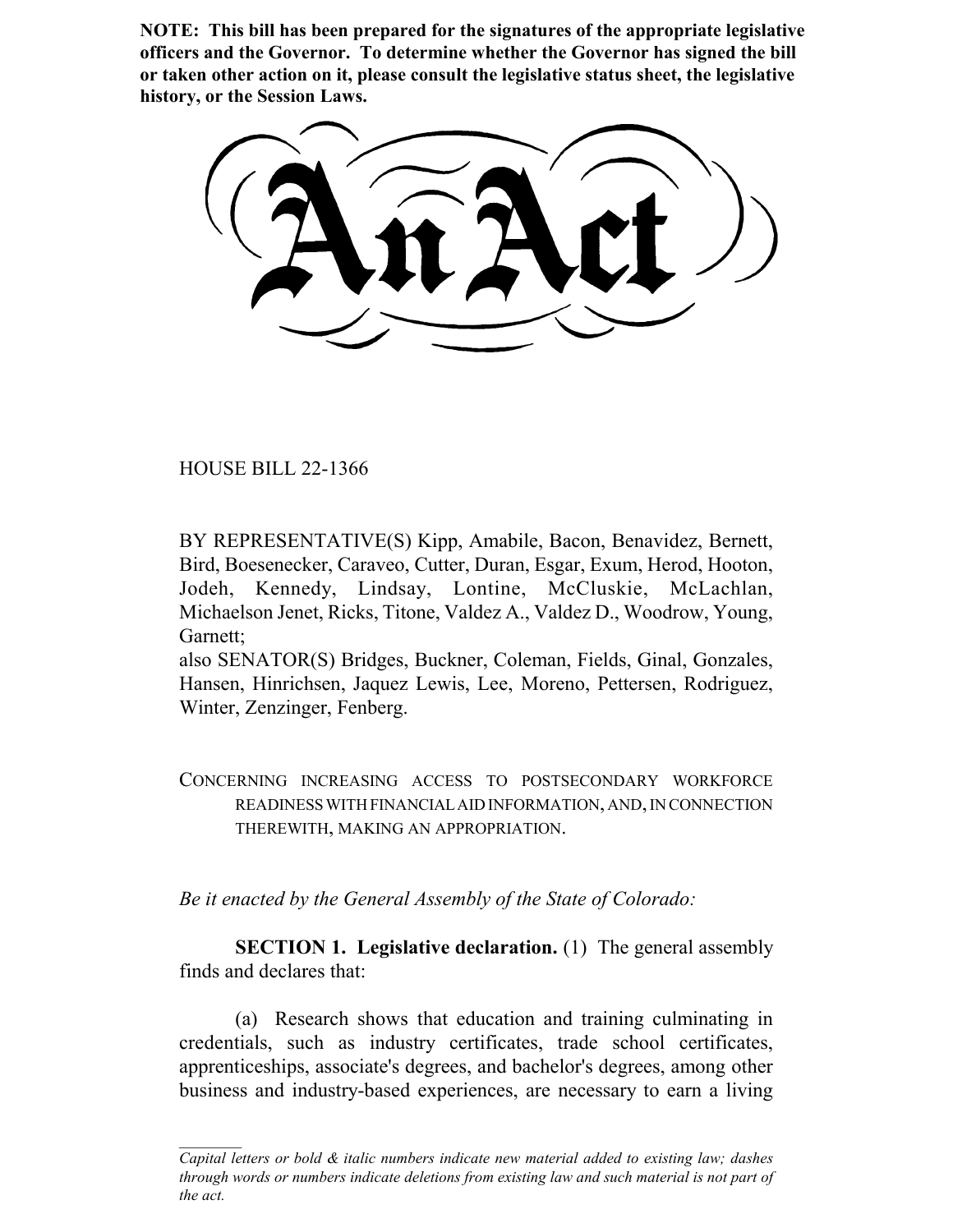**NOTE: This bill has been prepared for the signatures of the appropriate legislative officers and the Governor. To determine whether the Governor has signed the bill or taken other action on it, please consult the legislative status sheet, the legislative history, or the Session Laws.**

# An Act

HOUSE BILL 22-1366

BY REPRESENTATIVE(S) Kipp, Amabile, Bacon, Benavidez, Bernett, Bird, Boesenecker, Caraveo, Cutter, Duran, Esgar, Exum, Herod, Hooton, Jodeh, Kennedy, Lindsay, Lontine, McCluskie, McLachlan, Michaelson Jenet, Ricks, Titone, Valdez A., Valdez D., Woodrow, Young, Garnett;
also SENATOR(S) Bridges, Buckner, Coleman, Fields, Ginal, Gonzales, Hansen, Hinrichsen, Jaquez Lewis, Lee, Moreno, Pettersen, Rodriguez, Winter, Zenzinger, Fenberg.

CONCERNING INCREASING ACCESS TO POSTSECONDARY WORKFORCE READINESS WITH FINANCIAL AID INFORMATION, AND, IN CONNECTION THEREWITH, MAKING AN APPROPRIATION.

*Be it enacted by the General Assembly of the State of Colorado:*

**SECTION 1. Legislative declaration.** (1) The general assembly finds and declares that:

(a) Research shows that education and training culminating in credentials, such as industry certificates, trade school certificates, apprenticeships, associate's degrees, and bachelor's degrees, among other business and industry-based experiences, are necessary to earn a living

*Capital letters or bold & italic numbers indicate new material added to existing law; dashes through words or numbers indicate deletions from existing law and such material is not part of the act.*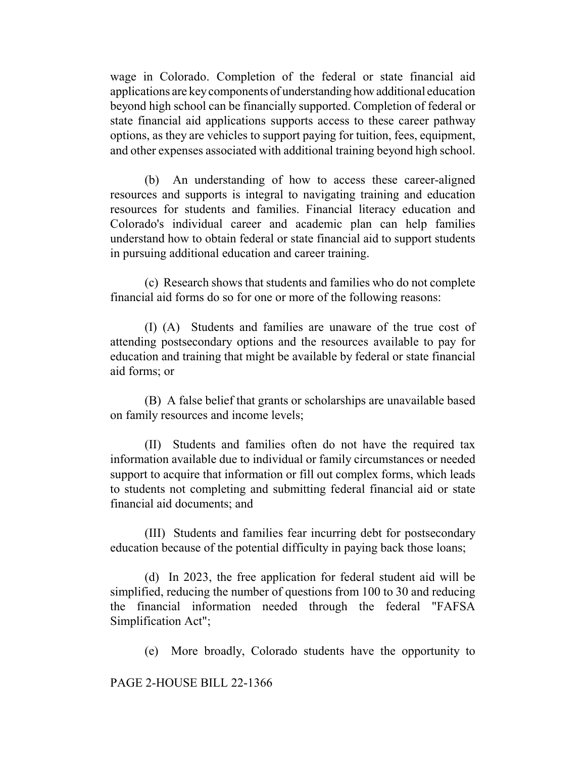wage in Colorado. Completion of the federal or state financial aid applications are key components of understanding how additional education beyond high school can be financially supported. Completion of federal or state financial aid applications supports access to these career pathway options, as they are vehicles to support paying for tuition, fees, equipment, and other expenses associated with additional training beyond high school.

(b) An understanding of how to access these career-aligned resources and supports is integral to navigating training and education resources for students and families. Financial literacy education and Colorado's individual career and academic plan can help families understand how to obtain federal or state financial aid to support students in pursuing additional education and career training.

(c) Research shows that students and families who do not complete financial aid forms do so for one or more of the following reasons:

(I) (A) Students and families are unaware of the true cost of attending postsecondary options and the resources available to pay for education and training that might be available by federal or state financial aid forms; or

(B) A false belief that grants or scholarships are unavailable based on family resources and income levels;

(II) Students and families often do not have the required tax information available due to individual or family circumstances or needed support to acquire that information or fill out complex forms, which leads to students not completing and submitting federal financial aid or state financial aid documents; and

(III) Students and families fear incurring debt for postsecondary education because of the potential difficulty in paying back those loans;

(d) In 2023, the free application for federal student aid will be simplified, reducing the number of questions from 100 to 30 and reducing the financial information needed through the federal "FAFSA Simplification Act";

(e) More broadly, Colorado students have the opportunity to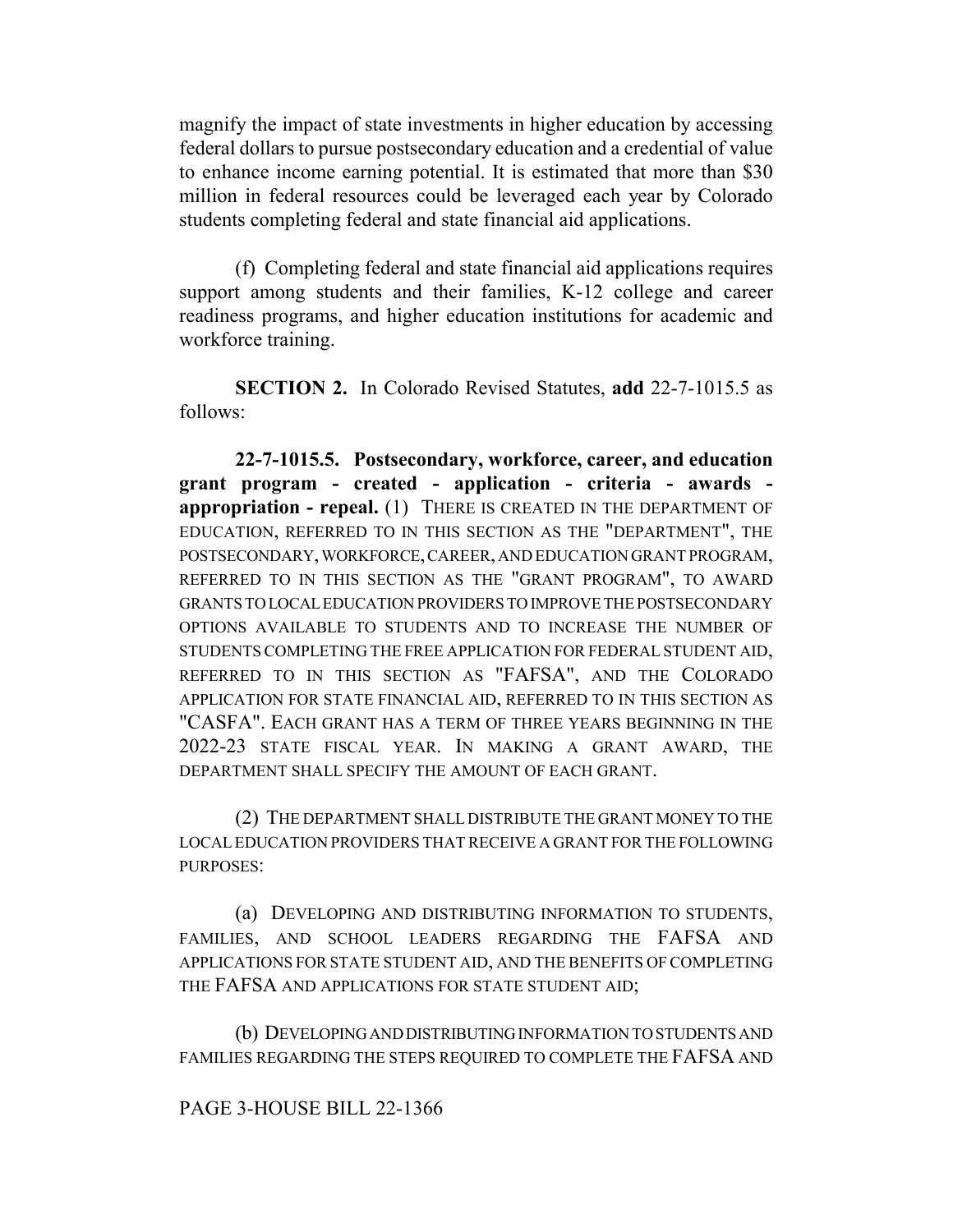magnify the impact of state investments in higher education by accessing federal dollars to pursue postsecondary education and a credential of value to enhance income earning potential. It is estimated that more than $30 million in federal resources could be leveraged each year by Colorado students completing federal and state financial aid applications.

(f) Completing federal and state financial aid applications requires support among students and their families, K-12 college and career readiness programs, and higher education institutions for academic and workforce training.

**SECTION 2.** In Colorado Revised Statutes, **add** 22-7-1015.5 as follows:

**22-7-1015.5. Postsecondary, workforce, career, and education grant program - created - application - criteria - awards - appropriation - repeal.** (1) THERE IS CREATED IN THE DEPARTMENT OF EDUCATION, REFERRED TO IN THIS SECTION AS THE "DEPARTMENT", THE POSTSECONDARY, WORKFORCE, CAREER, AND EDUCATION GRANT PROGRAM, REFERRED TO IN THIS SECTION AS THE "GRANT PROGRAM", TO AWARD GRANTS TO LOCAL EDUCATION PROVIDERS TO IMPROVE THE POSTSECONDARY OPTIONS AVAILABLE TO STUDENTS AND TO INCREASE THE NUMBER OF STUDENTS COMPLETING THE FREE APPLICATION FOR FEDERAL STUDENT AID, REFERRED TO IN THIS SECTION AS "FAFSA", AND THE COLORADO APPLICATION FOR STATE FINANCIAL AID, REFERRED TO IN THIS SECTION AS "CASFA". EACH GRANT HAS A TERM OF THREE YEARS BEGINNING IN THE 2022-23 STATE FISCAL YEAR. IN MAKING A GRANT AWARD, THE DEPARTMENT SHALL SPECIFY THE AMOUNT OF EACH GRANT.

(2) THE DEPARTMENT SHALL DISTRIBUTE THE GRANT MONEY TO THE LOCAL EDUCATION PROVIDERS THAT RECEIVE A GRANT FOR THE FOLLOWING PURPOSES:

(a) DEVELOPING AND DISTRIBUTING INFORMATION TO STUDENTS, FAMILIES, AND SCHOOL LEADERS REGARDING THE FAFSA AND APPLICATIONS FOR STATE STUDENT AID, AND THE BENEFITS OF COMPLETING THE FAFSA AND APPLICATIONS FOR STATE STUDENT AID;

(b) DEVELOPING AND DISTRIBUTING INFORMATION TO STUDENTS AND FAMILIES REGARDING THE STEPS REQUIRED TO COMPLETE THE FAFSA AND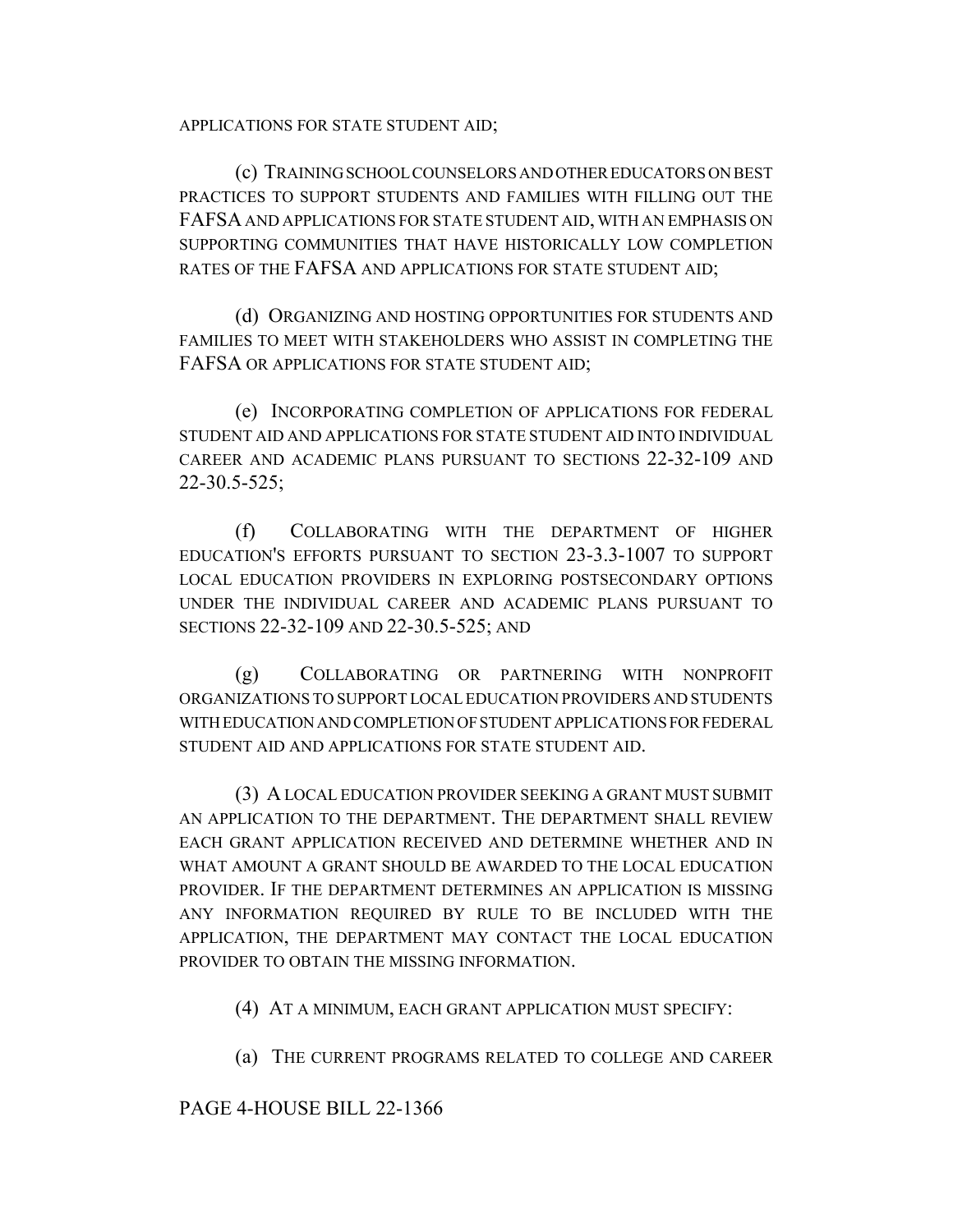APPLICATIONS FOR STATE STUDENT AID;

(c) TRAINING SCHOOL COUNSELORS AND OTHER EDUCATORS ON BEST PRACTICES TO SUPPORT STUDENTS AND FAMILIES WITH FILLING OUT THE FAFSA AND APPLICATIONS FOR STATE STUDENT AID, WITH AN EMPHASIS ON SUPPORTING COMMUNITIES THAT HAVE HISTORICALLY LOW COMPLETION RATES OF THE FAFSA AND APPLICATIONS FOR STATE STUDENT AID;

(d) ORGANIZING AND HOSTING OPPORTUNITIES FOR STUDENTS AND FAMILIES TO MEET WITH STAKEHOLDERS WHO ASSIST IN COMPLETING THE FAFSA OR APPLICATIONS FOR STATE STUDENT AID;

(e) INCORPORATING COMPLETION OF APPLICATIONS FOR FEDERAL STUDENT AID AND APPLICATIONS FOR STATE STUDENT AID INTO INDIVIDUAL CAREER AND ACADEMIC PLANS PURSUANT TO SECTIONS 22-32-109 AND 22-30.5-525;

(f) COLLABORATING WITH THE DEPARTMENT OF HIGHER EDUCATION'S EFFORTS PURSUANT TO SECTION 23-3.3-1007 TO SUPPORT LOCAL EDUCATION PROVIDERS IN EXPLORING POSTSECONDARY OPTIONS UNDER THE INDIVIDUAL CAREER AND ACADEMIC PLANS PURSUANT TO SECTIONS 22-32-109 AND 22-30.5-525; AND

(g) COLLABORATING OR PARTNERING WITH NONPROFIT ORGANIZATIONS TO SUPPORT LOCAL EDUCATION PROVIDERS AND STUDENTS WITH EDUCATION AND COMPLETION OF STUDENT APPLICATIONS FOR FEDERAL STUDENT AID AND APPLICATIONS FOR STATE STUDENT AID.

(3) A LOCAL EDUCATION PROVIDER SEEKING A GRANT MUST SUBMIT AN APPLICATION TO THE DEPARTMENT. THE DEPARTMENT SHALL REVIEW EACH GRANT APPLICATION RECEIVED AND DETERMINE WHETHER AND IN WHAT AMOUNT A GRANT SHOULD BE AWARDED TO THE LOCAL EDUCATION PROVIDER. IF THE DEPARTMENT DETERMINES AN APPLICATION IS MISSING ANY INFORMATION REQUIRED BY RULE TO BE INCLUDED WITH THE APPLICATION, THE DEPARTMENT MAY CONTACT THE LOCAL EDUCATION PROVIDER TO OBTAIN THE MISSING INFORMATION.

(4) AT A MINIMUM, EACH GRANT APPLICATION MUST SPECIFY:

(a) THE CURRENT PROGRAMS RELATED TO COLLEGE AND CAREER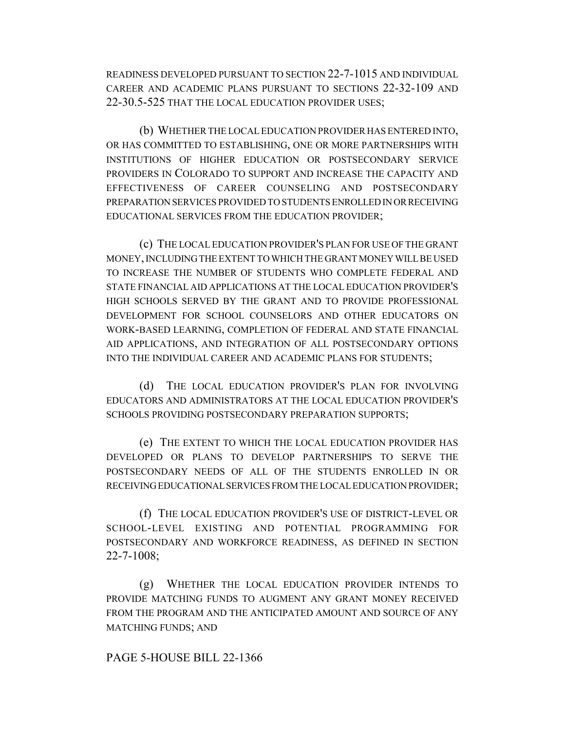READINESS DEVELOPED PURSUANT TO SECTION 22-7-1015 AND INDIVIDUAL CAREER AND ACADEMIC PLANS PURSUANT TO SECTIONS 22-32-109 AND 22-30.5-525 THAT THE LOCAL EDUCATION PROVIDER USES;

(b) WHETHER THE LOCAL EDUCATION PROVIDER HAS ENTERED INTO, OR HAS COMMITTED TO ESTABLISHING, ONE OR MORE PARTNERSHIPS WITH INSTITUTIONS OF HIGHER EDUCATION OR POSTSECONDARY SERVICE PROVIDERS IN COLORADO TO SUPPORT AND INCREASE THE CAPACITY AND EFFECTIVENESS OF CAREER COUNSELING AND POSTSECONDARY PREPARATION SERVICES PROVIDED TO STUDENTS ENROLLED IN OR RECEIVING EDUCATIONAL SERVICES FROM THE EDUCATION PROVIDER;

(c) THE LOCAL EDUCATION PROVIDER'S PLAN FOR USE OF THE GRANT MONEY, INCLUDING THE EXTENT TO WHICH THE GRANT MONEY WILL BE USED TO INCREASE THE NUMBER OF STUDENTS WHO COMPLETE FEDERAL AND STATE FINANCIAL AID APPLICATIONS AT THE LOCAL EDUCATION PROVIDER'S HIGH SCHOOLS SERVED BY THE GRANT AND TO PROVIDE PROFESSIONAL DEVELOPMENT FOR SCHOOL COUNSELORS AND OTHER EDUCATORS ON WORK-BASED LEARNING, COMPLETION OF FEDERAL AND STATE FINANCIAL AID APPLICATIONS, AND INTEGRATION OF ALL POSTSECONDARY OPTIONS INTO THE INDIVIDUAL CAREER AND ACADEMIC PLANS FOR STUDENTS;

(d) THE LOCAL EDUCATION PROVIDER'S PLAN FOR INVOLVING EDUCATORS AND ADMINISTRATORS AT THE LOCAL EDUCATION PROVIDER'S SCHOOLS PROVIDING POSTSECONDARY PREPARATION SUPPORTS;

(e) THE EXTENT TO WHICH THE LOCAL EDUCATION PROVIDER HAS DEVELOPED OR PLANS TO DEVELOP PARTNERSHIPS TO SERVE THE POSTSECONDARY NEEDS OF ALL OF THE STUDENTS ENROLLED IN OR RECEIVING EDUCATIONAL SERVICES FROM THE LOCAL EDUCATION PROVIDER;

(f) THE LOCAL EDUCATION PROVIDER'S USE OF DISTRICT-LEVEL OR SCHOOL-LEVEL EXISTING AND POTENTIAL PROGRAMMING FOR POSTSECONDARY AND WORKFORCE READINESS, AS DEFINED IN SECTION 22-7-1008;

(g) WHETHER THE LOCAL EDUCATION PROVIDER INTENDS TO PROVIDE MATCHING FUNDS TO AUGMENT ANY GRANT MONEY RECEIVED FROM THE PROGRAM AND THE ANTICIPATED AMOUNT AND SOURCE OF ANY MATCHING FUNDS; AND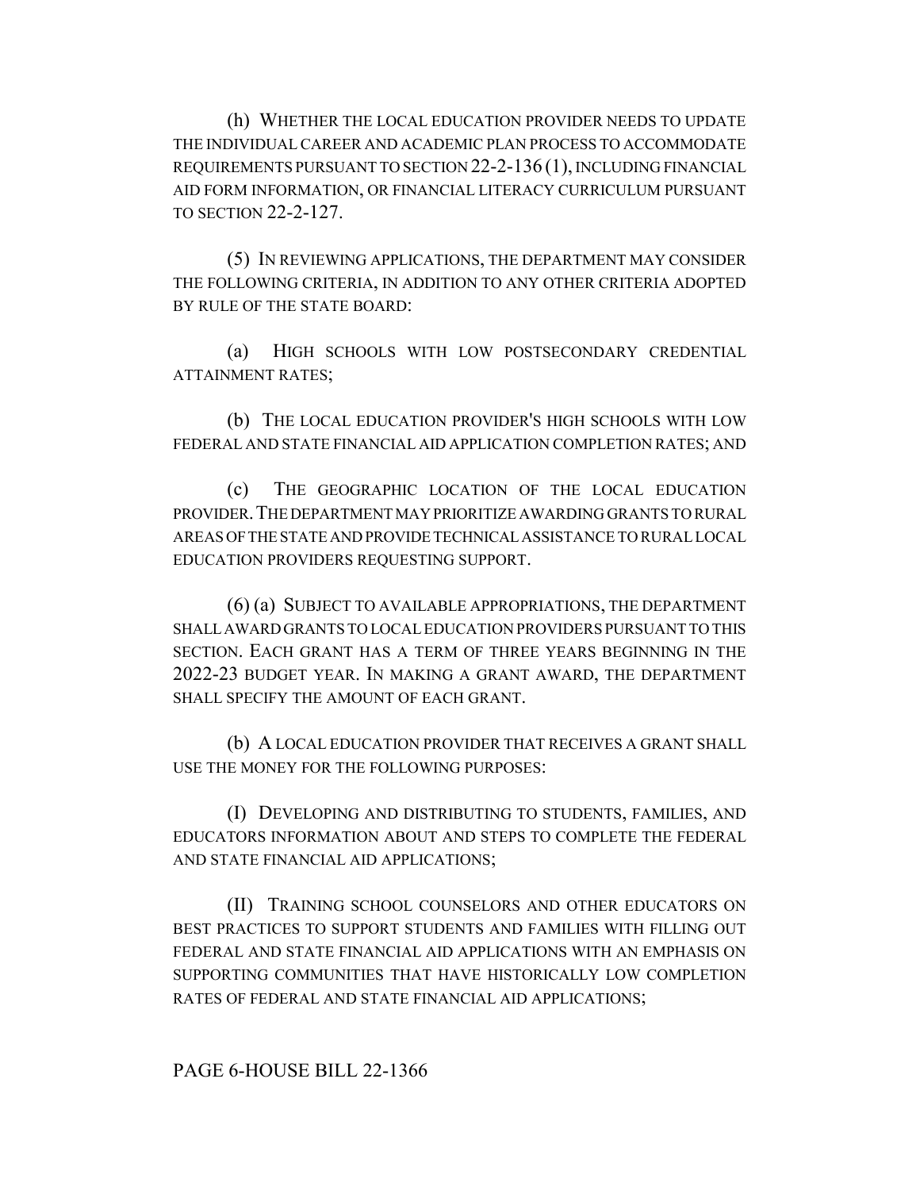(h) WHETHER THE LOCAL EDUCATION PROVIDER NEEDS TO UPDATE THE INDIVIDUAL CAREER AND ACADEMIC PLAN PROCESS TO ACCOMMODATE REQUIREMENTS PURSUANT TO SECTION 22-2-136 (1), INCLUDING FINANCIAL AID FORM INFORMATION, OR FINANCIAL LITERACY CURRICULUM PURSUANT TO SECTION 22-2-127.

(5) IN REVIEWING APPLICATIONS, THE DEPARTMENT MAY CONSIDER THE FOLLOWING CRITERIA, IN ADDITION TO ANY OTHER CRITERIA ADOPTED BY RULE OF THE STATE BOARD:

(a) HIGH SCHOOLS WITH LOW POSTSECONDARY CREDENTIAL ATTAINMENT RATES;

(b) THE LOCAL EDUCATION PROVIDER'S HIGH SCHOOLS WITH LOW FEDERAL AND STATE FINANCIAL AID APPLICATION COMPLETION RATES; AND

(c) THE GEOGRAPHIC LOCATION OF THE LOCAL EDUCATION PROVIDER. THE DEPARTMENT MAY PRIORITIZE AWARDING GRANTS TO RURAL AREAS OF THE STATE AND PROVIDE TECHNICAL ASSISTANCE TO RURAL LOCAL EDUCATION PROVIDERS REQUESTING SUPPORT.

(6) (a) SUBJECT TO AVAILABLE APPROPRIATIONS, THE DEPARTMENT SHALL AWARD GRANTS TO LOCAL EDUCATION PROVIDERS PURSUANT TO THIS SECTION. EACH GRANT HAS A TERM OF THREE YEARS BEGINNING IN THE 2022-23 BUDGET YEAR. IN MAKING A GRANT AWARD, THE DEPARTMENT SHALL SPECIFY THE AMOUNT OF EACH GRANT.

(b) A LOCAL EDUCATION PROVIDER THAT RECEIVES A GRANT SHALL USE THE MONEY FOR THE FOLLOWING PURPOSES:

(I) DEVELOPING AND DISTRIBUTING TO STUDENTS, FAMILIES, AND EDUCATORS INFORMATION ABOUT AND STEPS TO COMPLETE THE FEDERAL AND STATE FINANCIAL AID APPLICATIONS;

(II) TRAINING SCHOOL COUNSELORS AND OTHER EDUCATORS ON BEST PRACTICES TO SUPPORT STUDENTS AND FAMILIES WITH FILLING OUT FEDERAL AND STATE FINANCIAL AID APPLICATIONS WITH AN EMPHASIS ON SUPPORTING COMMUNITIES THAT HAVE HISTORICALLY LOW COMPLETION RATES OF FEDERAL AND STATE FINANCIAL AID APPLICATIONS;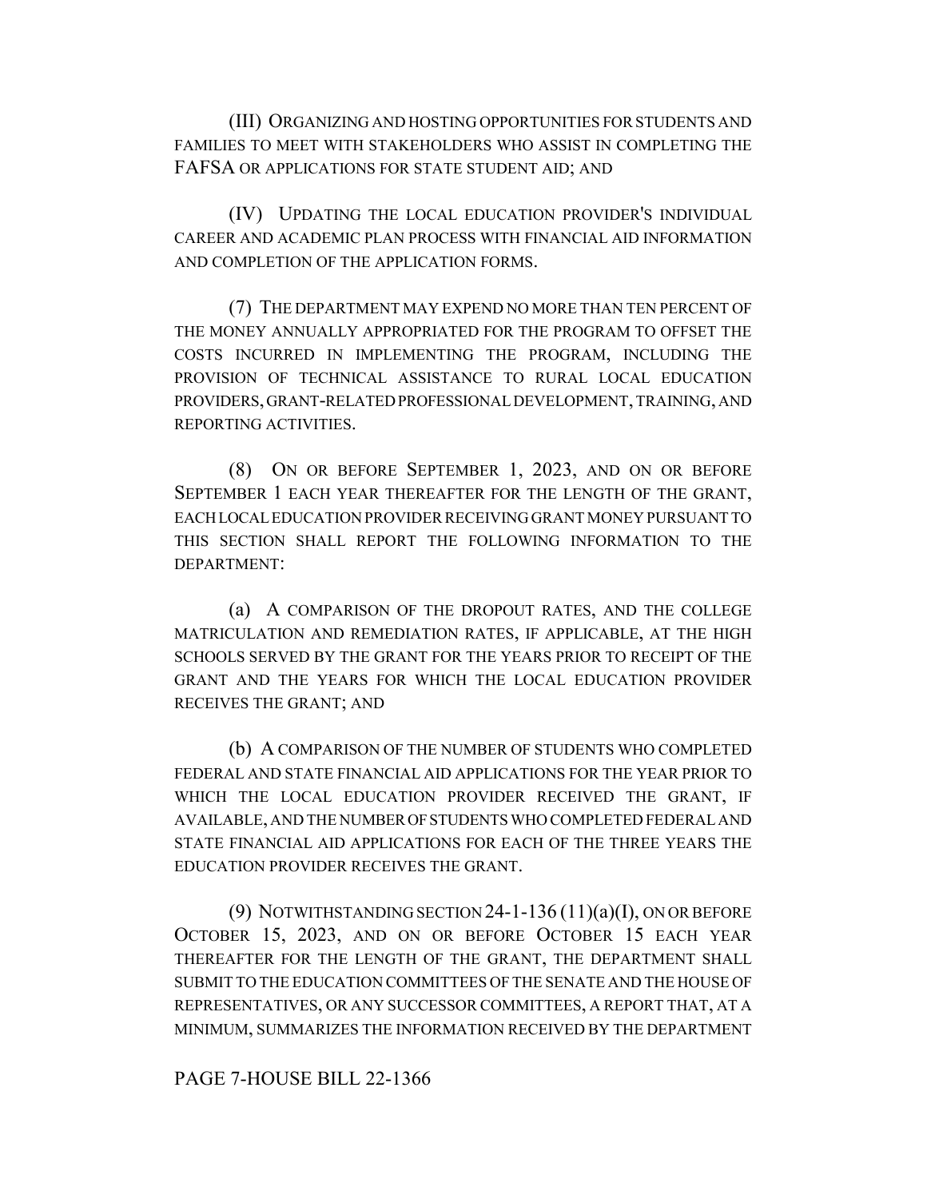(III) ORGANIZING AND HOSTING OPPORTUNITIES FOR STUDENTS AND FAMILIES TO MEET WITH STAKEHOLDERS WHO ASSIST IN COMPLETING THE FAFSA OR APPLICATIONS FOR STATE STUDENT AID; AND

(IV) UPDATING THE LOCAL EDUCATION PROVIDER'S INDIVIDUAL CAREER AND ACADEMIC PLAN PROCESS WITH FINANCIAL AID INFORMATION AND COMPLETION OF THE APPLICATION FORMS.

(7) THE DEPARTMENT MAY EXPEND NO MORE THAN TEN PERCENT OF THE MONEY ANNUALLY APPROPRIATED FOR THE PROGRAM TO OFFSET THE COSTS INCURRED IN IMPLEMENTING THE PROGRAM, INCLUDING THE PROVISION OF TECHNICAL ASSISTANCE TO RURAL LOCAL EDUCATION PROVIDERS, GRANT-RELATED PROFESSIONAL DEVELOPMENT, TRAINING, AND REPORTING ACTIVITIES.

(8) ON OR BEFORE SEPTEMBER 1, 2023, AND ON OR BEFORE SEPTEMBER 1 EACH YEAR THEREAFTER FOR THE LENGTH OF THE GRANT, EACH LOCAL EDUCATION PROVIDER RECEIVING GRANT MONEY PURSUANT TO THIS SECTION SHALL REPORT THE FOLLOWING INFORMATION TO THE DEPARTMENT:

(a) A COMPARISON OF THE DROPOUT RATES, AND THE COLLEGE MATRICULATION AND REMEDIATION RATES, IF APPLICABLE, AT THE HIGH SCHOOLS SERVED BY THE GRANT FOR THE YEARS PRIOR TO RECEIPT OF THE GRANT AND THE YEARS FOR WHICH THE LOCAL EDUCATION PROVIDER RECEIVES THE GRANT; AND

(b) A COMPARISON OF THE NUMBER OF STUDENTS WHO COMPLETED FEDERAL AND STATE FINANCIAL AID APPLICATIONS FOR THE YEAR PRIOR TO WHICH THE LOCAL EDUCATION PROVIDER RECEIVED THE GRANT, IF AVAILABLE, AND THE NUMBER OF STUDENTS WHO COMPLETED FEDERAL AND STATE FINANCIAL AID APPLICATIONS FOR EACH OF THE THREE YEARS THE EDUCATION PROVIDER RECEIVES THE GRANT.

(9) NOTWITHSTANDING SECTION 24-1-136 (11)(a)(I), ON OR BEFORE OCTOBER 15, 2023, AND ON OR BEFORE OCTOBER 15 EACH YEAR THEREAFTER FOR THE LENGTH OF THE GRANT, THE DEPARTMENT SHALL SUBMIT TO THE EDUCATION COMMITTEES OF THE SENATE AND THE HOUSE OF REPRESENTATIVES, OR ANY SUCCESSOR COMMITTEES, A REPORT THAT, AT A MINIMUM, SUMMARIZES THE INFORMATION RECEIVED BY THE DEPARTMENT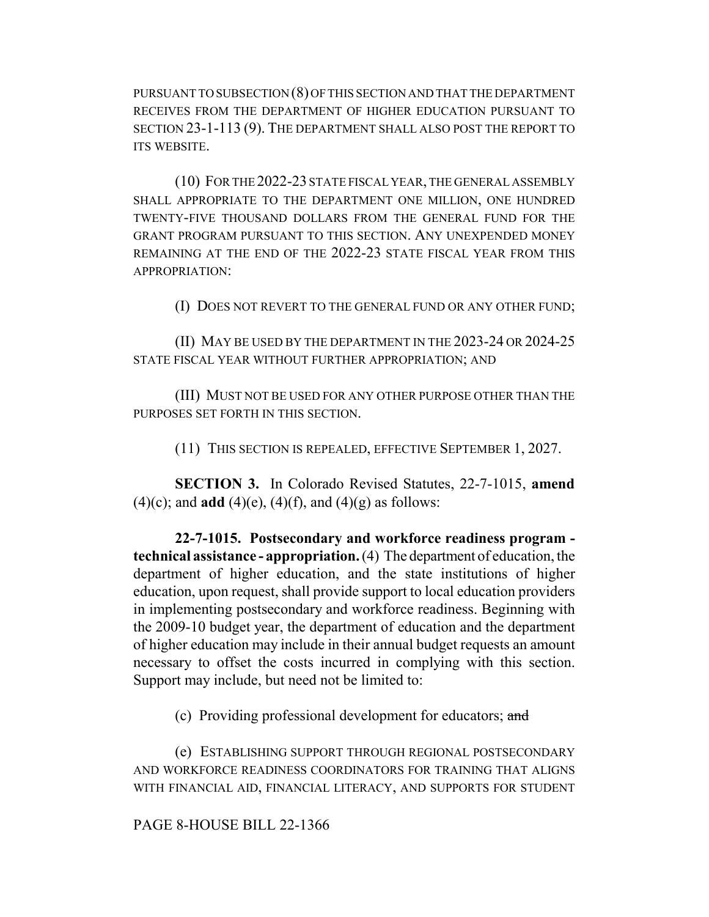PURSUANT TO SUBSECTION (8) OF THIS SECTION AND THAT THE DEPARTMENT RECEIVES FROM THE DEPARTMENT OF HIGHER EDUCATION PURSUANT TO SECTION 23-1-113 (9). THE DEPARTMENT SHALL ALSO POST THE REPORT TO ITS WEBSITE.

(10) FOR THE 2022-23 STATE FISCAL YEAR, THE GENERAL ASSEMBLY SHALL APPROPRIATE TO THE DEPARTMENT ONE MILLION, ONE HUNDRED TWENTY-FIVE THOUSAND DOLLARS FROM THE GENERAL FUND FOR THE GRANT PROGRAM PURSUANT TO THIS SECTION. ANY UNEXPENDED MONEY REMAINING AT THE END OF THE 2022-23 STATE FISCAL YEAR FROM THIS APPROPRIATION:

(I) DOES NOT REVERT TO THE GENERAL FUND OR ANY OTHER FUND;

(II) MAY BE USED BY THE DEPARTMENT IN THE 2023-24 OR 2024-25 STATE FISCAL YEAR WITHOUT FURTHER APPROPRIATION; AND

(III) MUST NOT BE USED FOR ANY OTHER PURPOSE OTHER THAN THE PURPOSES SET FORTH IN THIS SECTION.

(11) THIS SECTION IS REPEALED, EFFECTIVE SEPTEMBER 1, 2027.

**SECTION 3.** In Colorado Revised Statutes, 22-7-1015, **amend** (4)(c); and **add** (4)(e), (4)(f), and (4)(g) as follows:

**22-7-1015. Postsecondary and workforce readiness program - technical assistance - appropriation.** (4) The department of education, the department of higher education, and the state institutions of higher education, upon request, shall provide support to local education providers in implementing postsecondary and workforce readiness. Beginning with the 2009-10 budget year, the department of education and the department of higher education may include in their annual budget requests an amount necessary to offset the costs incurred in complying with this section. Support may include, but need not be limited to:

(c) Providing professional development for educators; ~~and~~

(e) ESTABLISHING SUPPORT THROUGH REGIONAL POSTSECONDARY AND WORKFORCE READINESS COORDINATORS FOR TRAINING THAT ALIGNS WITH FINANCIAL AID, FINANCIAL LITERACY, AND SUPPORTS FOR STUDENT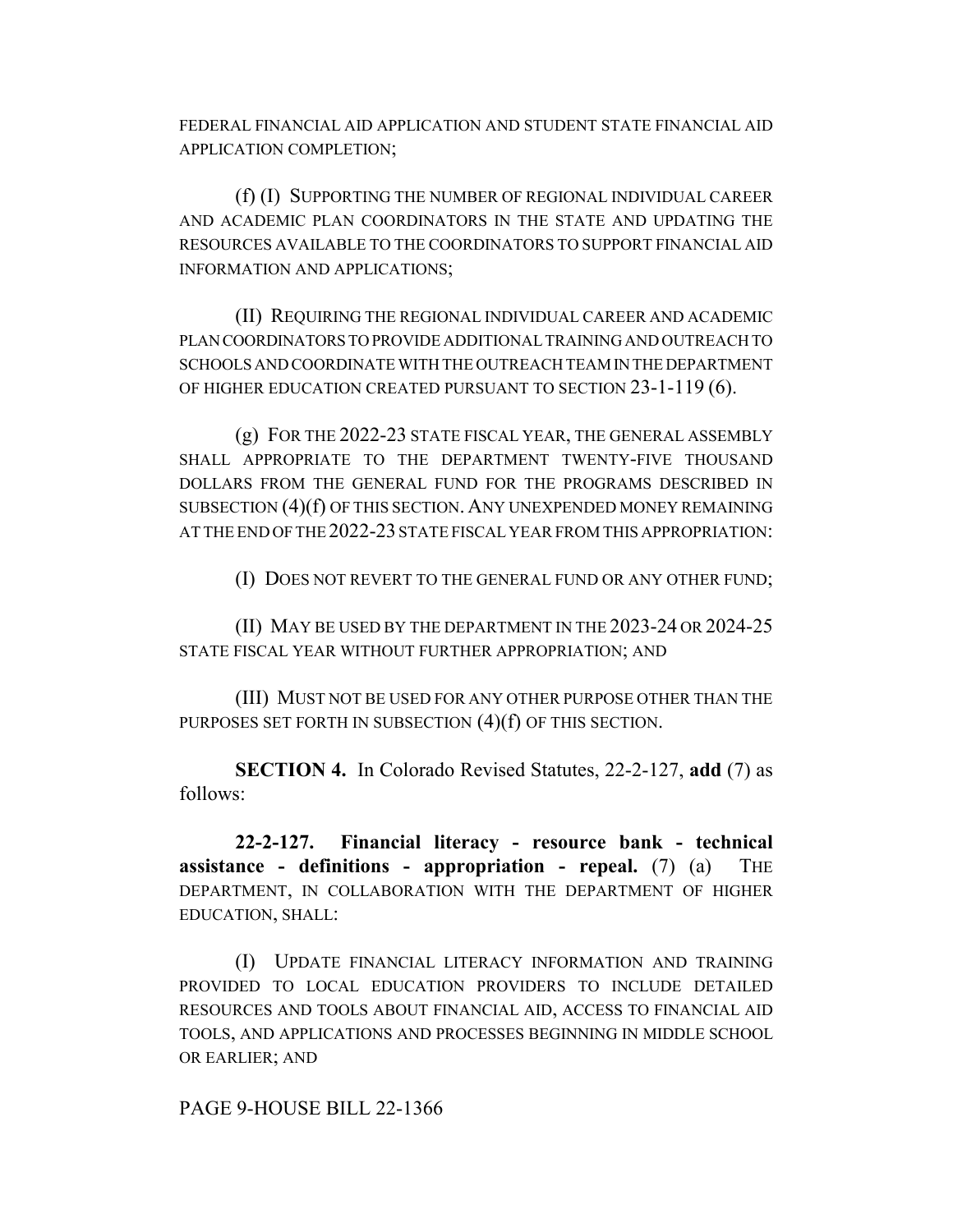FEDERAL FINANCIAL AID APPLICATION AND STUDENT STATE FINANCIAL AID APPLICATION COMPLETION;

(f) (I) SUPPORTING THE NUMBER OF REGIONAL INDIVIDUAL CAREER AND ACADEMIC PLAN COORDINATORS IN THE STATE AND UPDATING THE RESOURCES AVAILABLE TO THE COORDINATORS TO SUPPORT FINANCIAL AID INFORMATION AND APPLICATIONS;

(II) REQUIRING THE REGIONAL INDIVIDUAL CAREER AND ACADEMIC PLAN COORDINATORS TO PROVIDE ADDITIONAL TRAINING AND OUTREACH TO SCHOOLS AND COORDINATE WITH THE OUTREACH TEAM IN THE DEPARTMENT OF HIGHER EDUCATION CREATED PURSUANT TO SECTION 23-1-119 (6).

(g) FOR THE 2022-23 STATE FISCAL YEAR, THE GENERAL ASSEMBLY SHALL APPROPRIATE TO THE DEPARTMENT TWENTY-FIVE THOUSAND DOLLARS FROM THE GENERAL FUND FOR THE PROGRAMS DESCRIBED IN SUBSECTION (4)(f) OF THIS SECTION. ANY UNEXPENDED MONEY REMAINING AT THE END OF THE 2022-23 STATE FISCAL YEAR FROM THIS APPROPRIATION:

(I) DOES NOT REVERT TO THE GENERAL FUND OR ANY OTHER FUND;

(II) MAY BE USED BY THE DEPARTMENT IN THE 2023-24 OR 2024-25 STATE FISCAL YEAR WITHOUT FURTHER APPROPRIATION; AND

(III) MUST NOT BE USED FOR ANY OTHER PURPOSE OTHER THAN THE PURPOSES SET FORTH IN SUBSECTION (4)(f) OF THIS SECTION.

**SECTION 4.** In Colorado Revised Statutes, 22-2-127, **add** (7) as follows:

**22-2-127. Financial literacy - resource bank - technical assistance - definitions - appropriation - repeal.** (7) (a) THE DEPARTMENT, IN COLLABORATION WITH THE DEPARTMENT OF HIGHER EDUCATION, SHALL:

(I) UPDATE FINANCIAL LITERACY INFORMATION AND TRAINING PROVIDED TO LOCAL EDUCATION PROVIDERS TO INCLUDE DETAILED RESOURCES AND TOOLS ABOUT FINANCIAL AID, ACCESS TO FINANCIAL AID TOOLS, AND APPLICATIONS AND PROCESSES BEGINNING IN MIDDLE SCHOOL OR EARLIER; AND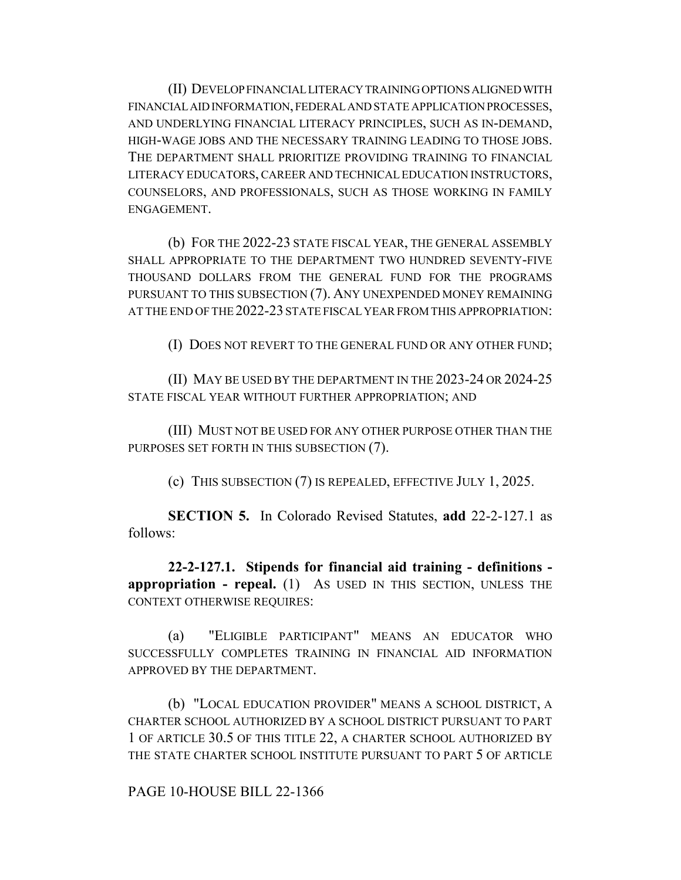(II) DEVELOP FINANCIAL LITERACY TRAINING OPTIONS ALIGNED WITH FINANCIAL AID INFORMATION, FEDERAL AND STATE APPLICATION PROCESSES, AND UNDERLYING FINANCIAL LITERACY PRINCIPLES, SUCH AS IN-DEMAND, HIGH-WAGE JOBS AND THE NECESSARY TRAINING LEADING TO THOSE JOBS. THE DEPARTMENT SHALL PRIORITIZE PROVIDING TRAINING TO FINANCIAL LITERACY EDUCATORS, CAREER AND TECHNICAL EDUCATION INSTRUCTORS, COUNSELORS, AND PROFESSIONALS, SUCH AS THOSE WORKING IN FAMILY ENGAGEMENT.

(b) FOR THE 2022-23 STATE FISCAL YEAR, THE GENERAL ASSEMBLY SHALL APPROPRIATE TO THE DEPARTMENT TWO HUNDRED SEVENTY-FIVE THOUSAND DOLLARS FROM THE GENERAL FUND FOR THE PROGRAMS PURSUANT TO THIS SUBSECTION (7). ANY UNEXPENDED MONEY REMAINING AT THE END OF THE 2022-23 STATE FISCAL YEAR FROM THIS APPROPRIATION:

(I) DOES NOT REVERT TO THE GENERAL FUND OR ANY OTHER FUND;

(II) MAY BE USED BY THE DEPARTMENT IN THE 2023-24 OR 2024-25 STATE FISCAL YEAR WITHOUT FURTHER APPROPRIATION; AND

(III) MUST NOT BE USED FOR ANY OTHER PURPOSE OTHER THAN THE PURPOSES SET FORTH IN THIS SUBSECTION (7).

(c) THIS SUBSECTION (7) IS REPEALED, EFFECTIVE JULY 1, 2025.

**SECTION 5.** In Colorado Revised Statutes, **add** 22-2-127.1 as follows:

**22-2-127.1. Stipends for financial aid training - definitions - appropriation - repeal.** (1) AS USED IN THIS SECTION, UNLESS THE CONTEXT OTHERWISE REQUIRES:

(a) "ELIGIBLE PARTICIPANT" MEANS AN EDUCATOR WHO SUCCESSFULLY COMPLETES TRAINING IN FINANCIAL AID INFORMATION APPROVED BY THE DEPARTMENT.

(b) "LOCAL EDUCATION PROVIDER" MEANS A SCHOOL DISTRICT, A CHARTER SCHOOL AUTHORIZED BY A SCHOOL DISTRICT PURSUANT TO PART 1 OF ARTICLE 30.5 OF THIS TITLE 22, A CHARTER SCHOOL AUTHORIZED BY THE STATE CHARTER SCHOOL INSTITUTE PURSUANT TO PART 5 OF ARTICLE

PAGE 10-HOUSE BILL 22-1366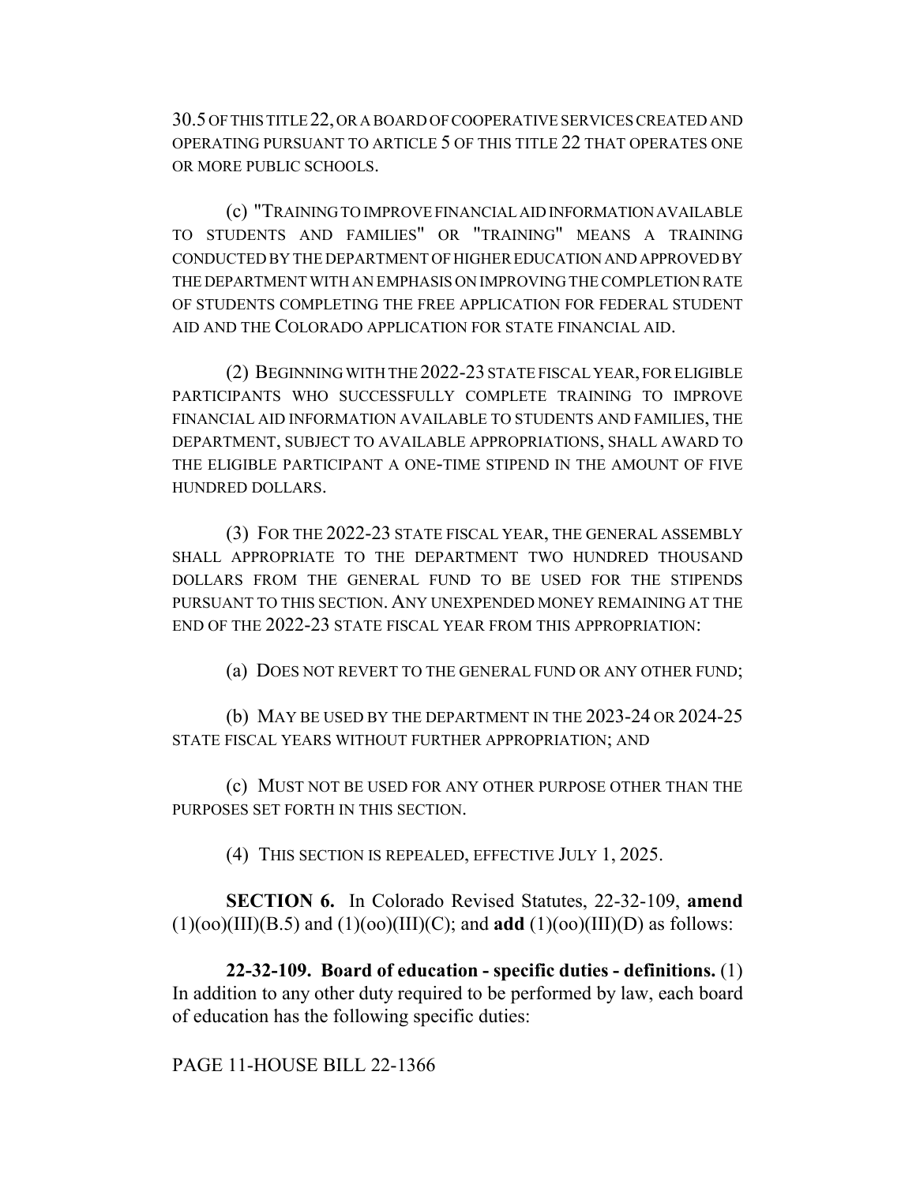30.5 OF THIS TITLE 22, OR A BOARD OF COOPERATIVE SERVICES CREATED AND OPERATING PURSUANT TO ARTICLE 5 OF THIS TITLE 22 THAT OPERATES ONE OR MORE PUBLIC SCHOOLS.

(c) "TRAINING TO IMPROVE FINANCIAL AID INFORMATION AVAILABLE TO STUDENTS AND FAMILIES" OR "TRAINING" MEANS A TRAINING CONDUCTED BY THE DEPARTMENT OF HIGHER EDUCATION AND APPROVED BY THE DEPARTMENT WITH AN EMPHASIS ON IMPROVING THE COMPLETION RATE OF STUDENTS COMPLETING THE FREE APPLICATION FOR FEDERAL STUDENT AID AND THE COLORADO APPLICATION FOR STATE FINANCIAL AID.

(2) BEGINNING WITH THE 2022-23 STATE FISCAL YEAR, FOR ELIGIBLE PARTICIPANTS WHO SUCCESSFULLY COMPLETE TRAINING TO IMPROVE FINANCIAL AID INFORMATION AVAILABLE TO STUDENTS AND FAMILIES, THE DEPARTMENT, SUBJECT TO AVAILABLE APPROPRIATIONS, SHALL AWARD TO THE ELIGIBLE PARTICIPANT A ONE-TIME STIPEND IN THE AMOUNT OF FIVE HUNDRED DOLLARS.

(3) FOR THE 2022-23 STATE FISCAL YEAR, THE GENERAL ASSEMBLY SHALL APPROPRIATE TO THE DEPARTMENT TWO HUNDRED THOUSAND DOLLARS FROM THE GENERAL FUND TO BE USED FOR THE STIPENDS PURSUANT TO THIS SECTION. ANY UNEXPENDED MONEY REMAINING AT THE END OF THE 2022-23 STATE FISCAL YEAR FROM THIS APPROPRIATION:

(a) DOES NOT REVERT TO THE GENERAL FUND OR ANY OTHER FUND;

(b) MAY BE USED BY THE DEPARTMENT IN THE 2023-24 OR 2024-25 STATE FISCAL YEARS WITHOUT FURTHER APPROPRIATION; AND

(c) MUST NOT BE USED FOR ANY OTHER PURPOSE OTHER THAN THE PURPOSES SET FORTH IN THIS SECTION.

(4) THIS SECTION IS REPEALED, EFFECTIVE JULY 1, 2025.

**SECTION 6.** In Colorado Revised Statutes, 22-32-109, **amend** (1)(oo)(III)(B.5) and (1)(oo)(III)(C); and **add** (1)(oo)(III)(D) as follows:

**22-32-109. Board of education - specific duties - definitions.** (1) In addition to any other duty required to be performed by law, each board of education has the following specific duties:

PAGE 11-HOUSE BILL 22-1366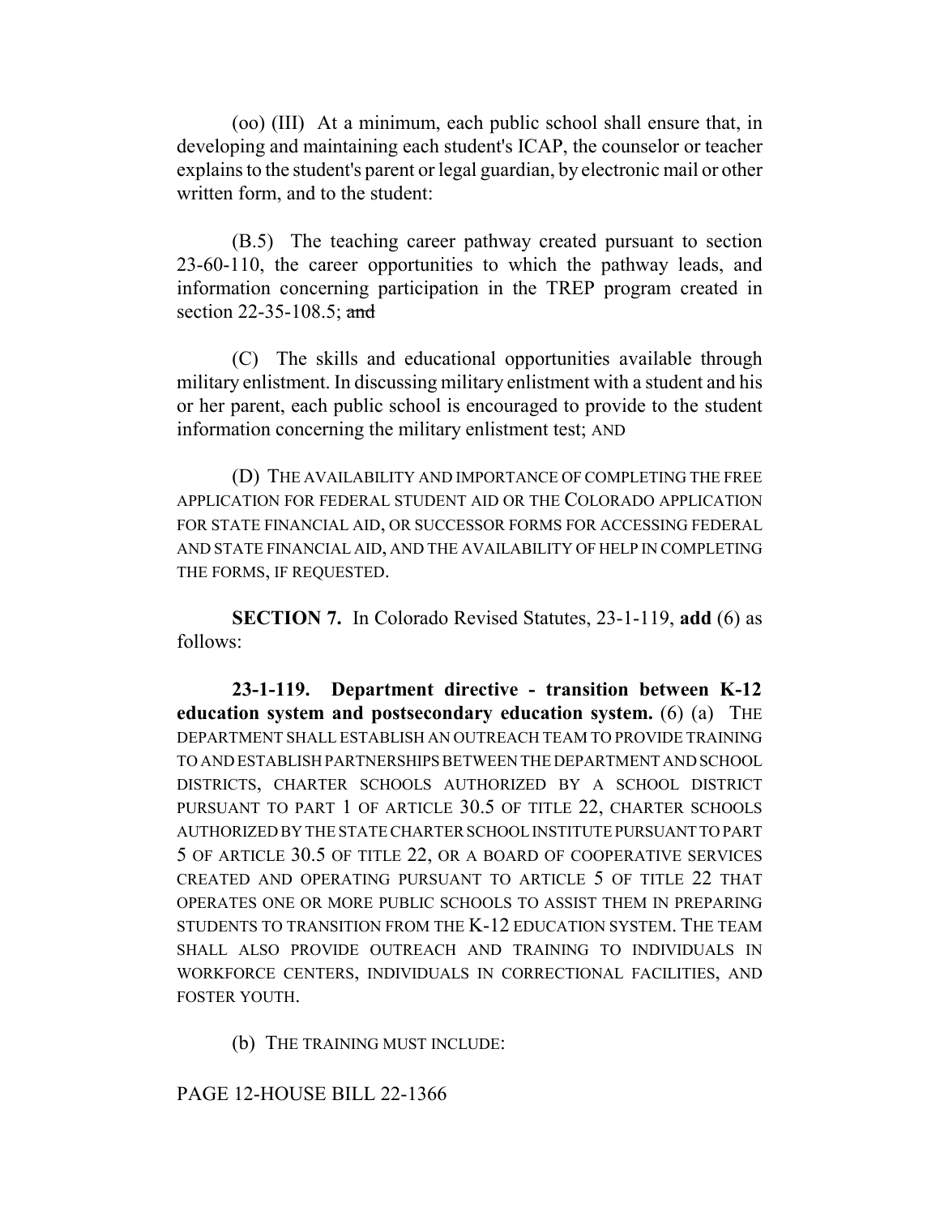(oo) (III) At a minimum, each public school shall ensure that, in developing and maintaining each student's ICAP, the counselor or teacher explains to the student's parent or legal guardian, by electronic mail or other written form, and to the student:

(B.5) The teaching career pathway created pursuant to section 23-60-110, the career opportunities to which the pathway leads, and information concerning participation in the TREP program created in section 22-35-108.5; ~~and~~

(C) The skills and educational opportunities available through military enlistment. In discussing military enlistment with a student and his or her parent, each public school is encouraged to provide to the student information concerning the military enlistment test; AND

(D) THE AVAILABILITY AND IMPORTANCE OF COMPLETING THE FREE APPLICATION FOR FEDERAL STUDENT AID OR THE COLORADO APPLICATION FOR STATE FINANCIAL AID, OR SUCCESSOR FORMS FOR ACCESSING FEDERAL AND STATE FINANCIAL AID, AND THE AVAILABILITY OF HELP IN COMPLETING THE FORMS, IF REQUESTED.

**SECTION 7.** In Colorado Revised Statutes, 23-1-119, **add** (6) as follows:

**23-1-119. Department directive - transition between K-12 education system and postsecondary education system.** (6) (a) THE DEPARTMENT SHALL ESTABLISH AN OUTREACH TEAM TO PROVIDE TRAINING TO AND ESTABLISH PARTNERSHIPS BETWEEN THE DEPARTMENT AND SCHOOL DISTRICTS, CHARTER SCHOOLS AUTHORIZED BY A SCHOOL DISTRICT PURSUANT TO PART 1 OF ARTICLE 30.5 OF TITLE 22, CHARTER SCHOOLS AUTHORIZED BY THE STATE CHARTER SCHOOL INSTITUTE PURSUANT TO PART 5 OF ARTICLE 30.5 OF TITLE 22, OR A BOARD OF COOPERATIVE SERVICES CREATED AND OPERATING PURSUANT TO ARTICLE 5 OF TITLE 22 THAT OPERATES ONE OR MORE PUBLIC SCHOOLS TO ASSIST THEM IN PREPARING STUDENTS TO TRANSITION FROM THE K-12 EDUCATION SYSTEM. THE TEAM SHALL ALSO PROVIDE OUTREACH AND TRAINING TO INDIVIDUALS IN WORKFORCE CENTERS, INDIVIDUALS IN CORRECTIONAL FACILITIES, AND FOSTER YOUTH.

(b) THE TRAINING MUST INCLUDE:

PAGE 12-HOUSE BILL 22-1366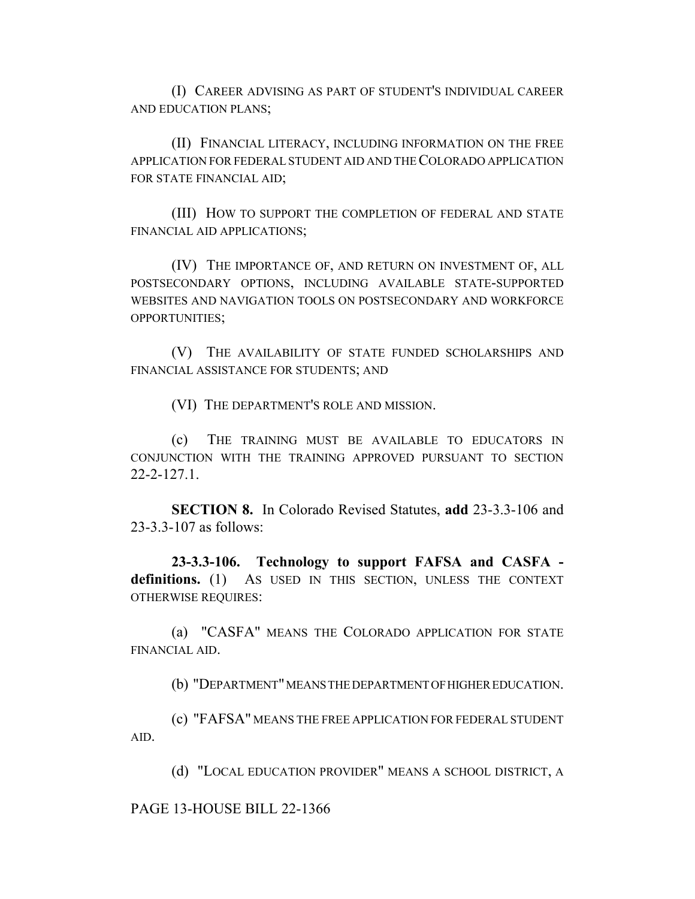(I) CAREER ADVISING AS PART OF STUDENT'S INDIVIDUAL CAREER AND EDUCATION PLANS;

(II) FINANCIAL LITERACY, INCLUDING INFORMATION ON THE FREE APPLICATION FOR FEDERAL STUDENT AID AND THE COLORADO APPLICATION FOR STATE FINANCIAL AID;

(III) HOW TO SUPPORT THE COMPLETION OF FEDERAL AND STATE FINANCIAL AID APPLICATIONS;

(IV) THE IMPORTANCE OF, AND RETURN ON INVESTMENT OF, ALL POSTSECONDARY OPTIONS, INCLUDING AVAILABLE STATE-SUPPORTED WEBSITES AND NAVIGATION TOOLS ON POSTSECONDARY AND WORKFORCE OPPORTUNITIES;

(V) THE AVAILABILITY OF STATE FUNDED SCHOLARSHIPS AND FINANCIAL ASSISTANCE FOR STUDENTS; AND

(VI) THE DEPARTMENT'S ROLE AND MISSION.

(c) THE TRAINING MUST BE AVAILABLE TO EDUCATORS IN CONJUNCTION WITH THE TRAINING APPROVED PURSUANT TO SECTION 22-2-127.1.

**SECTION 8.** In Colorado Revised Statutes, **add** 23-3.3-106 and 23-3.3-107 as follows:

**23-3.3-106. Technology to support FAFSA and CASFA - definitions.** (1) AS USED IN THIS SECTION, UNLESS THE CONTEXT OTHERWISE REQUIRES:

(a) "CASFA" MEANS THE COLORADO APPLICATION FOR STATE FINANCIAL AID.

(b) "DEPARTMENT" MEANS THE DEPARTMENT OF HIGHER EDUCATION.

(c) "FAFSA" MEANS THE FREE APPLICATION FOR FEDERAL STUDENT AID.

(d) "LOCAL EDUCATION PROVIDER" MEANS A SCHOOL DISTRICT, A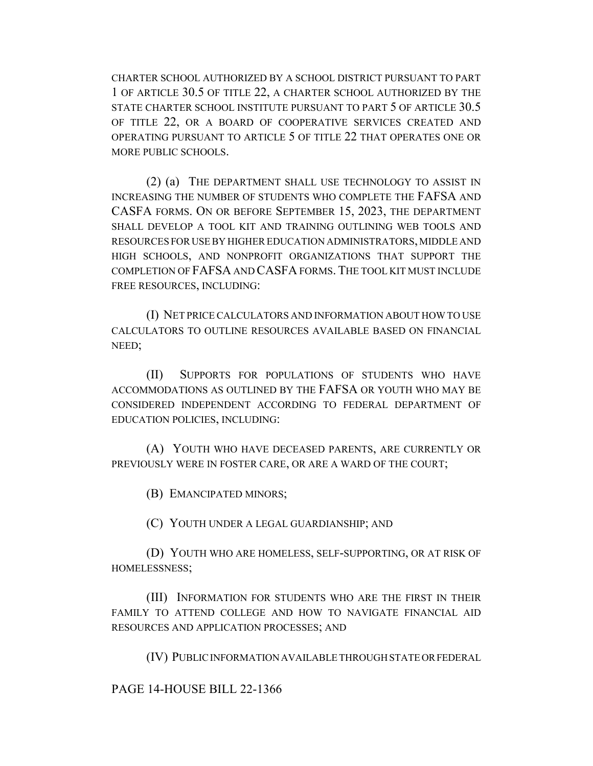CHARTER SCHOOL AUTHORIZED BY A SCHOOL DISTRICT PURSUANT TO PART 1 OF ARTICLE 30.5 OF TITLE 22, A CHARTER SCHOOL AUTHORIZED BY THE STATE CHARTER SCHOOL INSTITUTE PURSUANT TO PART 5 OF ARTICLE 30.5 OF TITLE 22, OR A BOARD OF COOPERATIVE SERVICES CREATED AND OPERATING PURSUANT TO ARTICLE 5 OF TITLE 22 THAT OPERATES ONE OR MORE PUBLIC SCHOOLS.

(2) (a) THE DEPARTMENT SHALL USE TECHNOLOGY TO ASSIST IN INCREASING THE NUMBER OF STUDENTS WHO COMPLETE THE FAFSA AND CASFA FORMS. ON OR BEFORE SEPTEMBER 15, 2023, THE DEPARTMENT SHALL DEVELOP A TOOL KIT AND TRAINING OUTLINING WEB TOOLS AND RESOURCES FOR USE BY HIGHER EDUCATION ADMINISTRATORS, MIDDLE AND HIGH SCHOOLS, AND NONPROFIT ORGANIZATIONS THAT SUPPORT THE COMPLETION OF FAFSA AND CASFA FORMS. THE TOOL KIT MUST INCLUDE FREE RESOURCES, INCLUDING:

(I) NET PRICE CALCULATORS AND INFORMATION ABOUT HOW TO USE CALCULATORS TO OUTLINE RESOURCES AVAILABLE BASED ON FINANCIAL NEED;

(II) SUPPORTS FOR POPULATIONS OF STUDENTS WHO HAVE ACCOMMODATIONS AS OUTLINED BY THE FAFSA OR YOUTH WHO MAY BE CONSIDERED INDEPENDENT ACCORDING TO FEDERAL DEPARTMENT OF EDUCATION POLICIES, INCLUDING:

(A) YOUTH WHO HAVE DECEASED PARENTS, ARE CURRENTLY OR PREVIOUSLY WERE IN FOSTER CARE, OR ARE A WARD OF THE COURT;

(B) EMANCIPATED MINORS;

(C) YOUTH UNDER A LEGAL GUARDIANSHIP; AND

(D) YOUTH WHO ARE HOMELESS, SELF-SUPPORTING, OR AT RISK OF HOMELESSNESS;

(III) INFORMATION FOR STUDENTS WHO ARE THE FIRST IN THEIR FAMILY TO ATTEND COLLEGE AND HOW TO NAVIGATE FINANCIAL AID RESOURCES AND APPLICATION PROCESSES; AND

(IV) PUBLIC INFORMATION AVAILABLE THROUGH STATE OR FEDERAL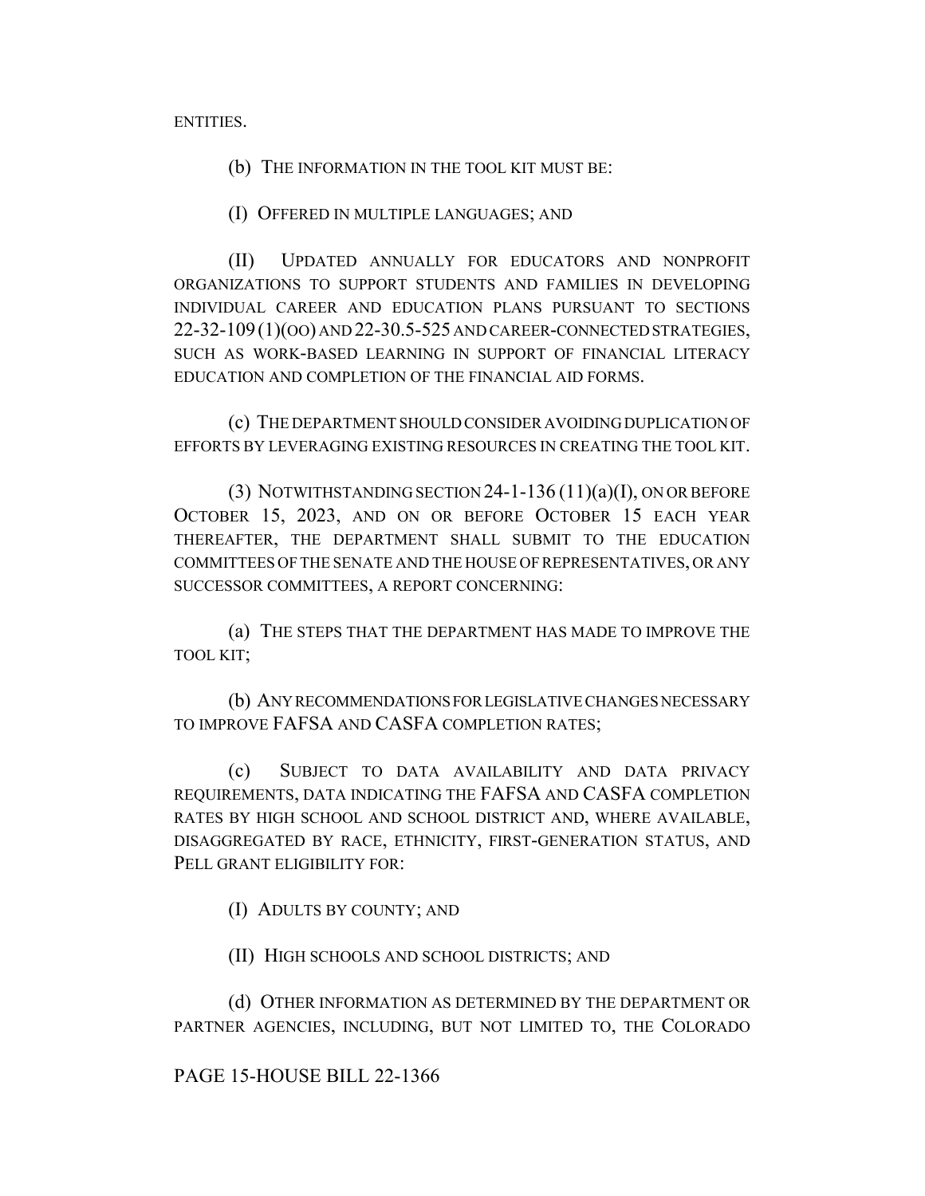ENTITIES.

(b) THE INFORMATION IN THE TOOL KIT MUST BE:

(I) OFFERED IN MULTIPLE LANGUAGES; AND

(II) UPDATED ANNUALLY FOR EDUCATORS AND NONPROFIT ORGANIZATIONS TO SUPPORT STUDENTS AND FAMILIES IN DEVELOPING INDIVIDUAL CAREER AND EDUCATION PLANS PURSUANT TO SECTIONS 22-32-109 (1)(OO) AND 22-30.5-525 AND CAREER-CONNECTED STRATEGIES, SUCH AS WORK-BASED LEARNING IN SUPPORT OF FINANCIAL LITERACY EDUCATION AND COMPLETION OF THE FINANCIAL AID FORMS.

(c) THE DEPARTMENT SHOULD CONSIDER AVOIDING DUPLICATION OF EFFORTS BY LEVERAGING EXISTING RESOURCES IN CREATING THE TOOL KIT.

(3) NOTWITHSTANDING SECTION 24-1-136 (11)(a)(I), ON OR BEFORE OCTOBER 15, 2023, AND ON OR BEFORE OCTOBER 15 EACH YEAR THEREAFTER, THE DEPARTMENT SHALL SUBMIT TO THE EDUCATION COMMITTEES OF THE SENATE AND THE HOUSE OF REPRESENTATIVES, OR ANY SUCCESSOR COMMITTEES, A REPORT CONCERNING:

(a) THE STEPS THAT THE DEPARTMENT HAS MADE TO IMPROVE THE TOOL KIT;

(b) ANY RECOMMENDATIONS FOR LEGISLATIVE CHANGES NECESSARY TO IMPROVE FAFSA AND CASFA COMPLETION RATES;

(c) SUBJECT TO DATA AVAILABILITY AND DATA PRIVACY REQUIREMENTS, DATA INDICATING THE FAFSA AND CASFA COMPLETION RATES BY HIGH SCHOOL AND SCHOOL DISTRICT AND, WHERE AVAILABLE, DISAGGREGATED BY RACE, ETHNICITY, FIRST-GENERATION STATUS, AND PELL GRANT ELIGIBILITY FOR:

(I) ADULTS BY COUNTY; AND

(II) HIGH SCHOOLS AND SCHOOL DISTRICTS; AND

(d) OTHER INFORMATION AS DETERMINED BY THE DEPARTMENT OR PARTNER AGENCIES, INCLUDING, BUT NOT LIMITED TO, THE COLORADO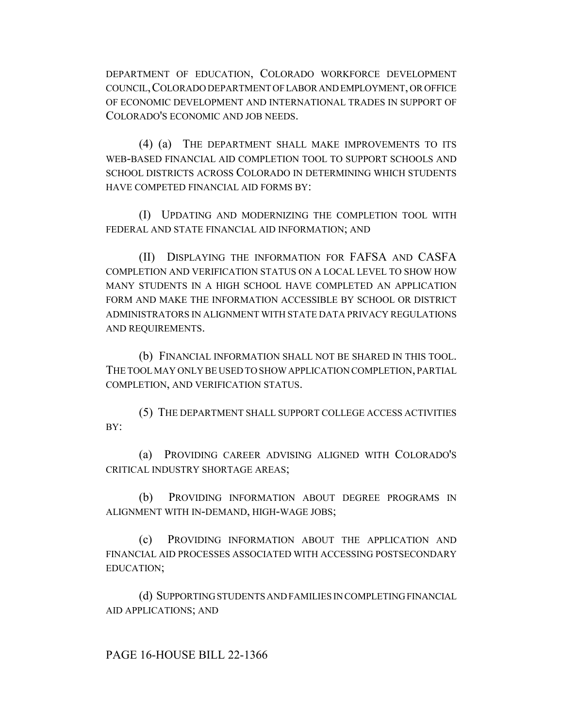DEPARTMENT OF EDUCATION, COLORADO WORKFORCE DEVELOPMENT COUNCIL, COLORADO DEPARTMENT OF LABOR AND EMPLOYMENT, OR OFFICE OF ECONOMIC DEVELOPMENT AND INTERNATIONAL TRADES IN SUPPORT OF COLORADO'S ECONOMIC AND JOB NEEDS.

(4) (a) THE DEPARTMENT SHALL MAKE IMPROVEMENTS TO ITS WEB-BASED FINANCIAL AID COMPLETION TOOL TO SUPPORT SCHOOLS AND SCHOOL DISTRICTS ACROSS COLORADO IN DETERMINING WHICH STUDENTS HAVE COMPETED FINANCIAL AID FORMS BY:

(I) UPDATING AND MODERNIZING THE COMPLETION TOOL WITH FEDERAL AND STATE FINANCIAL AID INFORMATION; AND

(II) DISPLAYING THE INFORMATION FOR FAFSA AND CASFA COMPLETION AND VERIFICATION STATUS ON A LOCAL LEVEL TO SHOW HOW MANY STUDENTS IN A HIGH SCHOOL HAVE COMPLETED AN APPLICATION FORM AND MAKE THE INFORMATION ACCESSIBLE BY SCHOOL OR DISTRICT ADMINISTRATORS IN ALIGNMENT WITH STATE DATA PRIVACY REGULATIONS AND REQUIREMENTS.

(b) FINANCIAL INFORMATION SHALL NOT BE SHARED IN THIS TOOL. THE TOOL MAY ONLY BE USED TO SHOW APPLICATION COMPLETION, PARTIAL COMPLETION, AND VERIFICATION STATUS.

(5) THE DEPARTMENT SHALL SUPPORT COLLEGE ACCESS ACTIVITIES BY:

(a) PROVIDING CAREER ADVISING ALIGNED WITH COLORADO'S CRITICAL INDUSTRY SHORTAGE AREAS;

(b) PROVIDING INFORMATION ABOUT DEGREE PROGRAMS IN ALIGNMENT WITH IN-DEMAND, HIGH-WAGE JOBS;

(c) PROVIDING INFORMATION ABOUT THE APPLICATION AND FINANCIAL AID PROCESSES ASSOCIATED WITH ACCESSING POSTSECONDARY EDUCATION;

(d) SUPPORTING STUDENTS AND FAMILIES IN COMPLETING FINANCIAL AID APPLICATIONS; AND

PAGE 16-HOUSE BILL 22-1366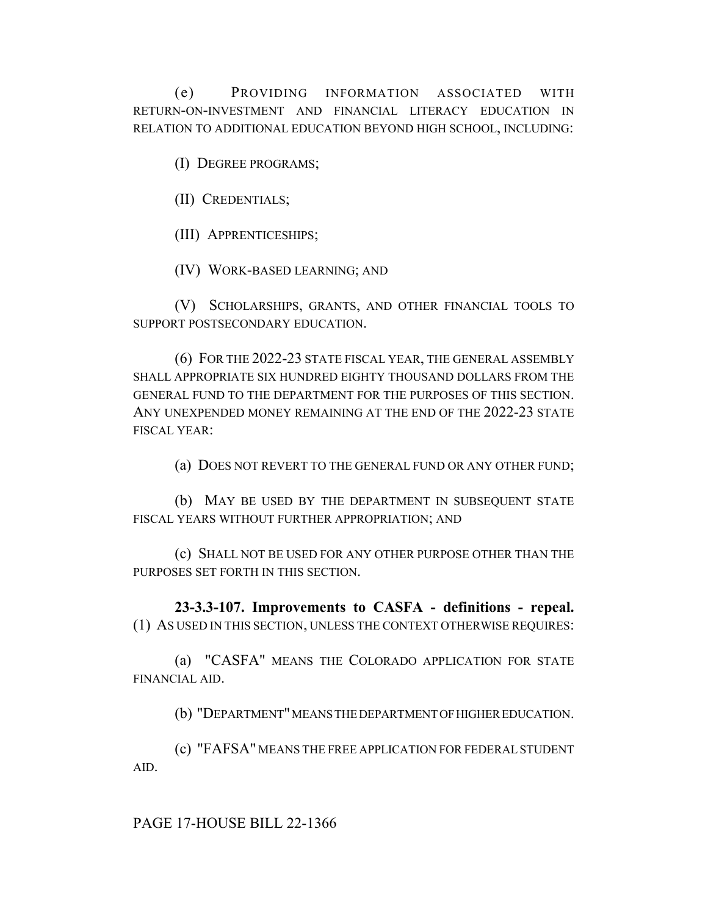(e) PROVIDING INFORMATION ASSOCIATED WITH RETURN-ON-INVESTMENT AND FINANCIAL LITERACY EDUCATION IN RELATION TO ADDITIONAL EDUCATION BEYOND HIGH SCHOOL, INCLUDING:

(I) DEGREE PROGRAMS;

(II) CREDENTIALS;

(III) APPRENTICESHIPS;

(IV) WORK-BASED LEARNING; AND

(V) SCHOLARSHIPS, GRANTS, AND OTHER FINANCIAL TOOLS TO SUPPORT POSTSECONDARY EDUCATION.

(6) FOR THE 2022-23 STATE FISCAL YEAR, THE GENERAL ASSEMBLY SHALL APPROPRIATE SIX HUNDRED EIGHTY THOUSAND DOLLARS FROM THE GENERAL FUND TO THE DEPARTMENT FOR THE PURPOSES OF THIS SECTION. ANY UNEXPENDED MONEY REMAINING AT THE END OF THE 2022-23 STATE FISCAL YEAR:

(a) DOES NOT REVERT TO THE GENERAL FUND OR ANY OTHER FUND;

(b) MAY BE USED BY THE DEPARTMENT IN SUBSEQUENT STATE FISCAL YEARS WITHOUT FURTHER APPROPRIATION; AND

(c) SHALL NOT BE USED FOR ANY OTHER PURPOSE OTHER THAN THE PURPOSES SET FORTH IN THIS SECTION.

**23-3.3-107. Improvements to CASFA - definitions - repeal.** (1) AS USED IN THIS SECTION, UNLESS THE CONTEXT OTHERWISE REQUIRES:

(a) "CASFA" MEANS THE COLORADO APPLICATION FOR STATE FINANCIAL AID.

(b) "DEPARTMENT" MEANS THE DEPARTMENT OF HIGHER EDUCATION.

(c) "FAFSA" MEANS THE FREE APPLICATION FOR FEDERAL STUDENT AID.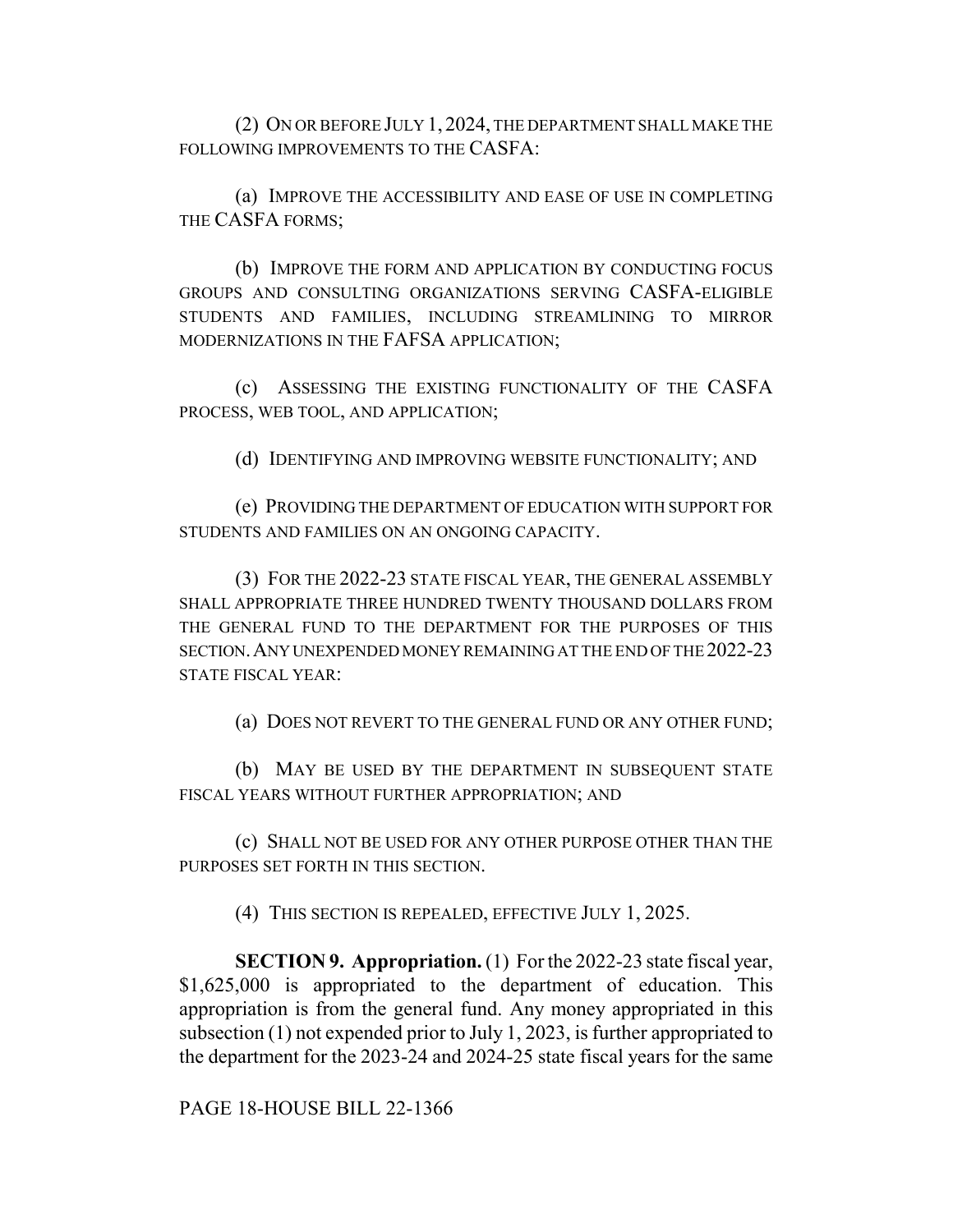(2) ON OR BEFORE JULY 1, 2024, THE DEPARTMENT SHALL MAKE THE FOLLOWING IMPROVEMENTS TO THE CASFA:

(a) IMPROVE THE ACCESSIBILITY AND EASE OF USE IN COMPLETING THE CASFA FORMS;

(b) IMPROVE THE FORM AND APPLICATION BY CONDUCTING FOCUS GROUPS AND CONSULTING ORGANIZATIONS SERVING CASFA-ELIGIBLE STUDENTS AND FAMILIES, INCLUDING STREAMLINING TO MIRROR MODERNIZATIONS IN THE FAFSA APPLICATION;

(c) ASSESSING THE EXISTING FUNCTIONALITY OF THE CASFA PROCESS, WEB TOOL, AND APPLICATION;

(d) IDENTIFYING AND IMPROVING WEBSITE FUNCTIONALITY; AND

(e) PROVIDING THE DEPARTMENT OF EDUCATION WITH SUPPORT FOR STUDENTS AND FAMILIES ON AN ONGOING CAPACITY.

(3) FOR THE 2022-23 STATE FISCAL YEAR, THE GENERAL ASSEMBLY SHALL APPROPRIATE THREE HUNDRED TWENTY THOUSAND DOLLARS FROM THE GENERAL FUND TO THE DEPARTMENT FOR THE PURPOSES OF THIS SECTION. ANY UNEXPENDED MONEY REMAINING AT THE END OF THE 2022-23 STATE FISCAL YEAR:

(a) DOES NOT REVERT TO THE GENERAL FUND OR ANY OTHER FUND;

(b) MAY BE USED BY THE DEPARTMENT IN SUBSEQUENT STATE FISCAL YEARS WITHOUT FURTHER APPROPRIATION; AND

(c) SHALL NOT BE USED FOR ANY OTHER PURPOSE OTHER THAN THE PURPOSES SET FORTH IN THIS SECTION.

(4) THIS SECTION IS REPEALED, EFFECTIVE JULY 1, 2025.

**SECTION 9. Appropriation.** (1) For the 2022-23 state fiscal year, $1,625,000 is appropriated to the department of education. This appropriation is from the general fund. Any money appropriated in this subsection (1) not expended prior to July 1, 2023, is further appropriated to the department for the 2023-24 and 2024-25 state fiscal years for the same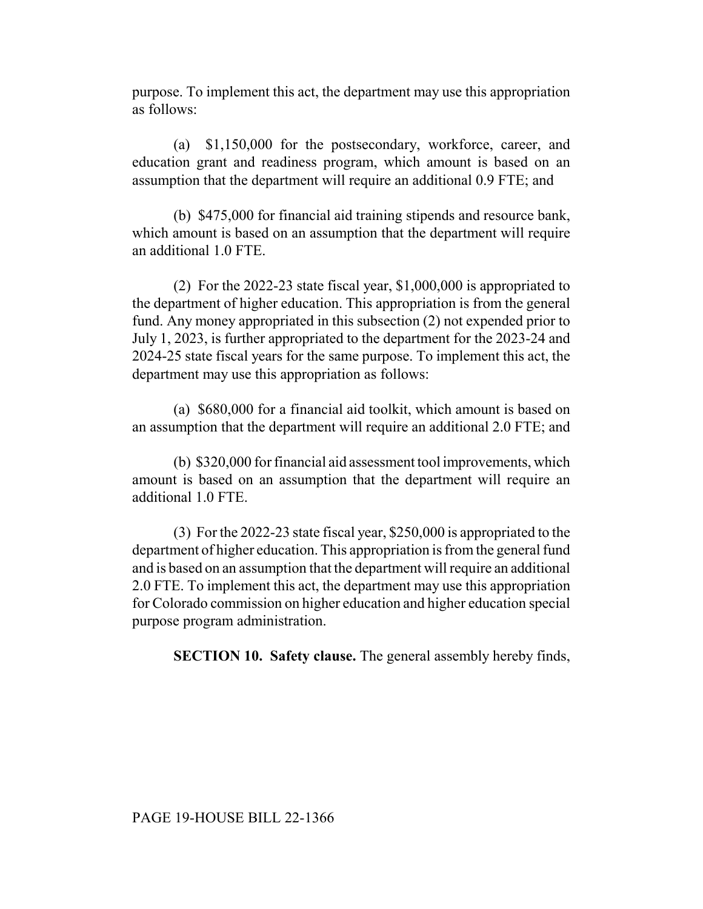purpose. To implement this act, the department may use this appropriation as follows:

(a) $1,150,000 for the postsecondary, workforce, career, and education grant and readiness program, which amount is based on an assumption that the department will require an additional 0.9 FTE; and

(b) $475,000 for financial aid training stipends and resource bank, which amount is based on an assumption that the department will require an additional 1.0 FTE.

(2) For the 2022-23 state fiscal year, $1,000,000 is appropriated to the department of higher education. This appropriation is from the general fund. Any money appropriated in this subsection (2) not expended prior to July 1, 2023, is further appropriated to the department for the 2023-24 and 2024-25 state fiscal years for the same purpose. To implement this act, the department may use this appropriation as follows:

(a) $680,000 for a financial aid toolkit, which amount is based on an assumption that the department will require an additional 2.0 FTE; and

(b) $320,000 for financial aid assessment tool improvements, which amount is based on an assumption that the department will require an additional 1.0 FTE.

(3) For the 2022-23 state fiscal year, $250,000 is appropriated to the department of higher education. This appropriation is from the general fund and is based on an assumption that the department will require an additional 2.0 FTE. To implement this act, the department may use this appropriation for Colorado commission on higher education and higher education special purpose program administration.

**SECTION 10. Safety clause.** The general assembly hereby finds,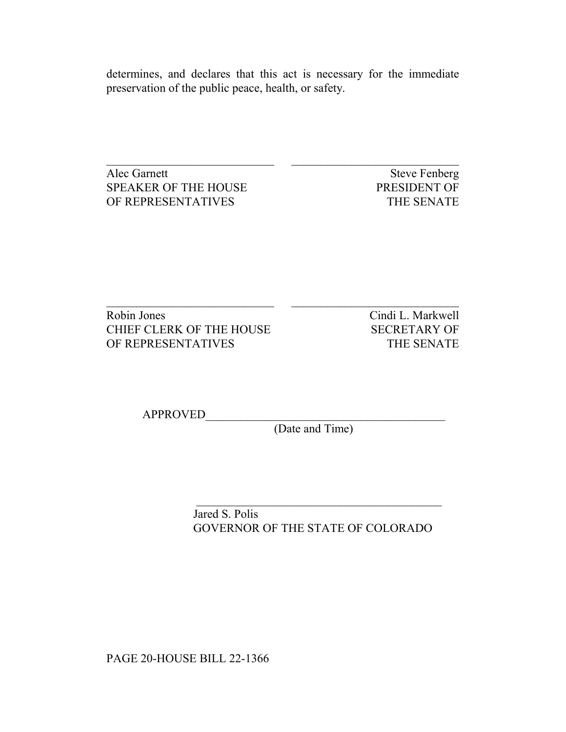determines, and declares that this act is necessary for the immediate preservation of the public peace, health, or safety.

| | |
|---|---|
| ____________________________ | ____________________________ |
| Alec Garnett | Steve Fenberg |
| SPEAKER OF THE HOUSE | PRESIDENT OF |
| OF REPRESENTATIVES | THE SENATE |

| | |
|---|---|
| ____________________________ | ____________________________ |
| Robin Jones | Cindi L. Markwell |
| CHIEF CLERK OF THE HOUSE | SECRETARY OF |
| OF REPRESENTATIVES | THE SENATE |

APPROVED________________________________________
(Date and Time)

_________________________________________
Jared S. Polis
GOVERNOR OF THE STATE OF COLORADO

PAGE 20-HOUSE BILL 22-1366